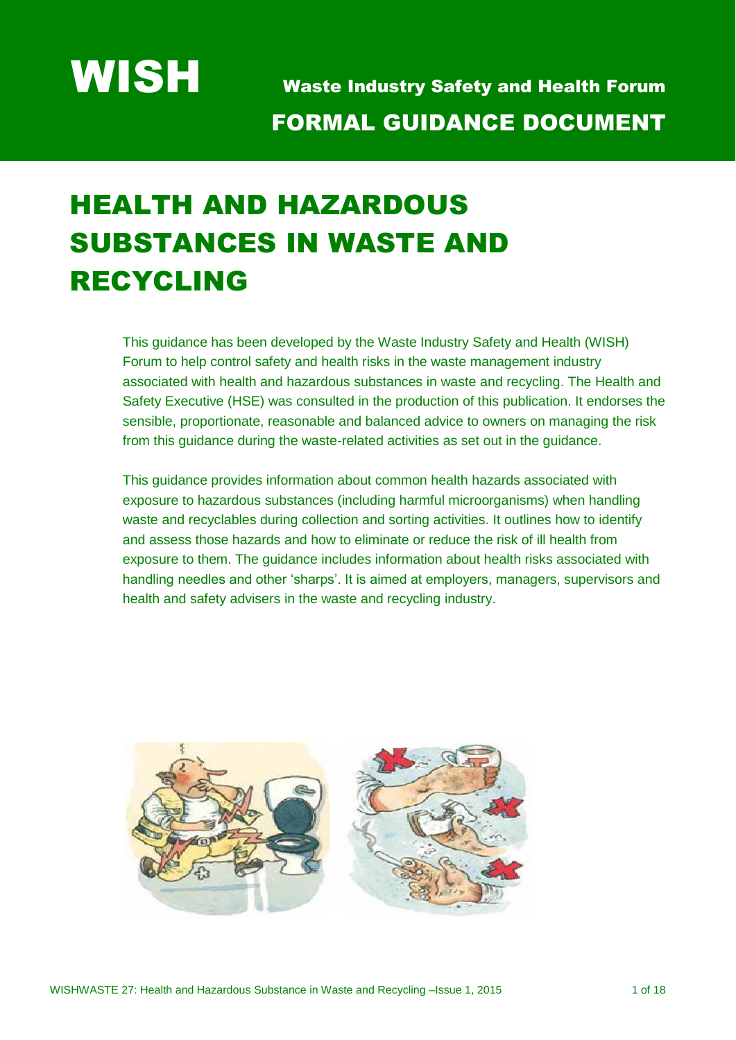# WISH

**Waste Industry Safety and Health Forum**

**FORMAL GUIDANCE DOCUMENT**

# HEALTH AND HAZARDOUS SUBSTANCES IN WASTE AND RECYCLING

This guidance has been developed by the Waste Industry Safety and Health (WISH) Forum to help control safety and health risks in the waste management industry associated with health and hazardous substances in waste and recycling. The Health and Safety Executive (HSE) was consulted in the production of this publication. It endorses the sensible, proportionate, reasonable and balanced advice to owners on managing the risk from this guidance during the waste-related activities as set out in the guidance.

This guidance provides information about common health hazards associated with exposure to hazardous substances (including harmful microorganisms) when handling waste and recyclables during collection and sorting activities. It outlines how to identify and assess those hazards and how to eliminate or reduce the risk of ill health from exposure to them. The guidance includes information about health risks associated with handling needles and other 'sharps'. It is aimed at employers, managers, supervisors and health and safety advisers in the waste and recycling industry.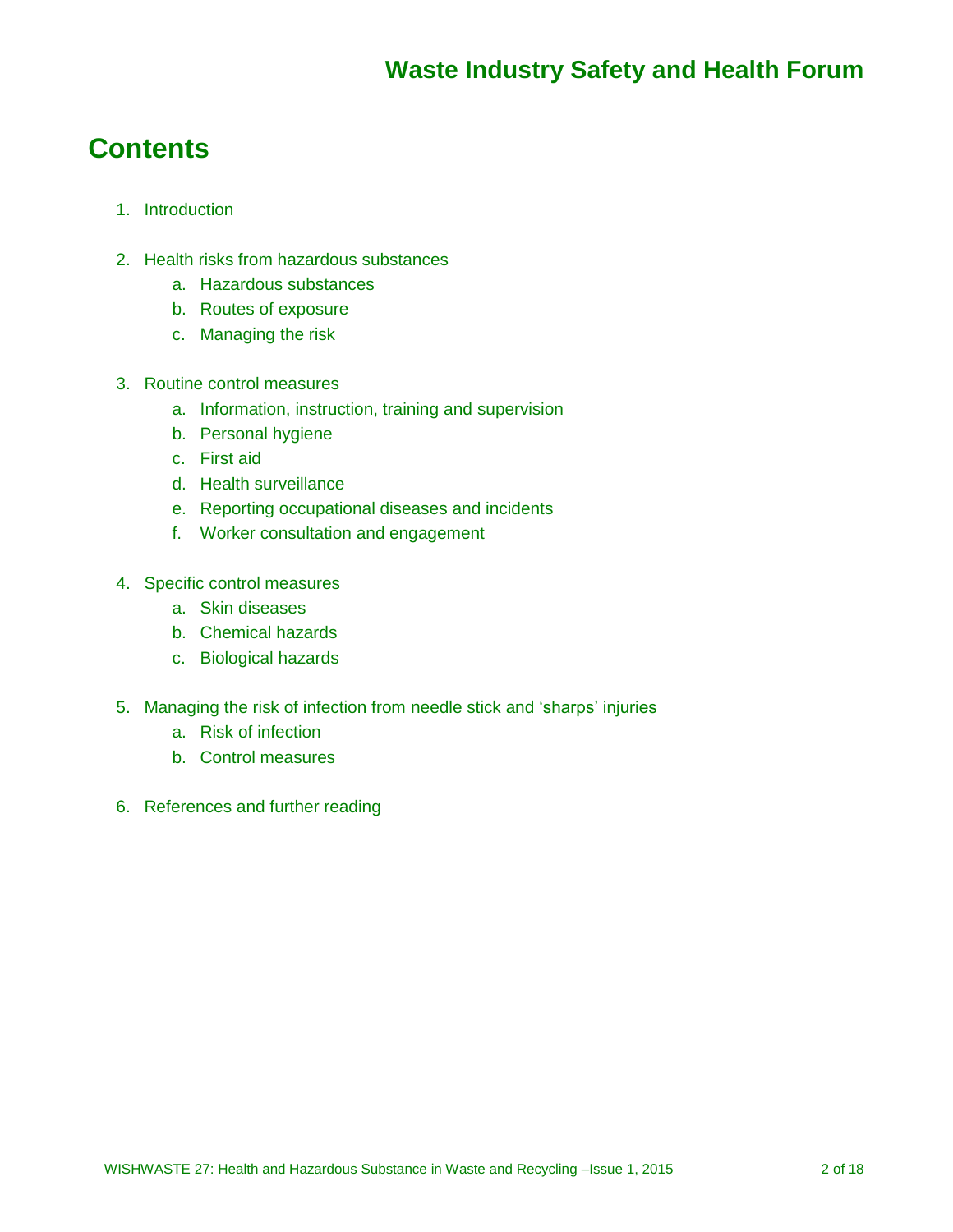# Contents

1. Introduction

2. Health risks from hazardous substances
    a. Hazardous substances
    b. Routes of exposure
    c. Managing the risk

3. Routine control measures
    a. Information, instruction, training and supervision
    b. Personal hygiene
    c. First aid
    d. Health surveillance
    e. Reporting occupational diseases and incidents
    f. Worker consultation and engagement

4. Specific control measures
    a. Skin diseases
    b. Chemical hazards
    c. Biological hazards

5. Managing the risk of infection from needle stick and 'sharps' injuries
    a. Risk of infection
    b. Control measures

6. References and further reading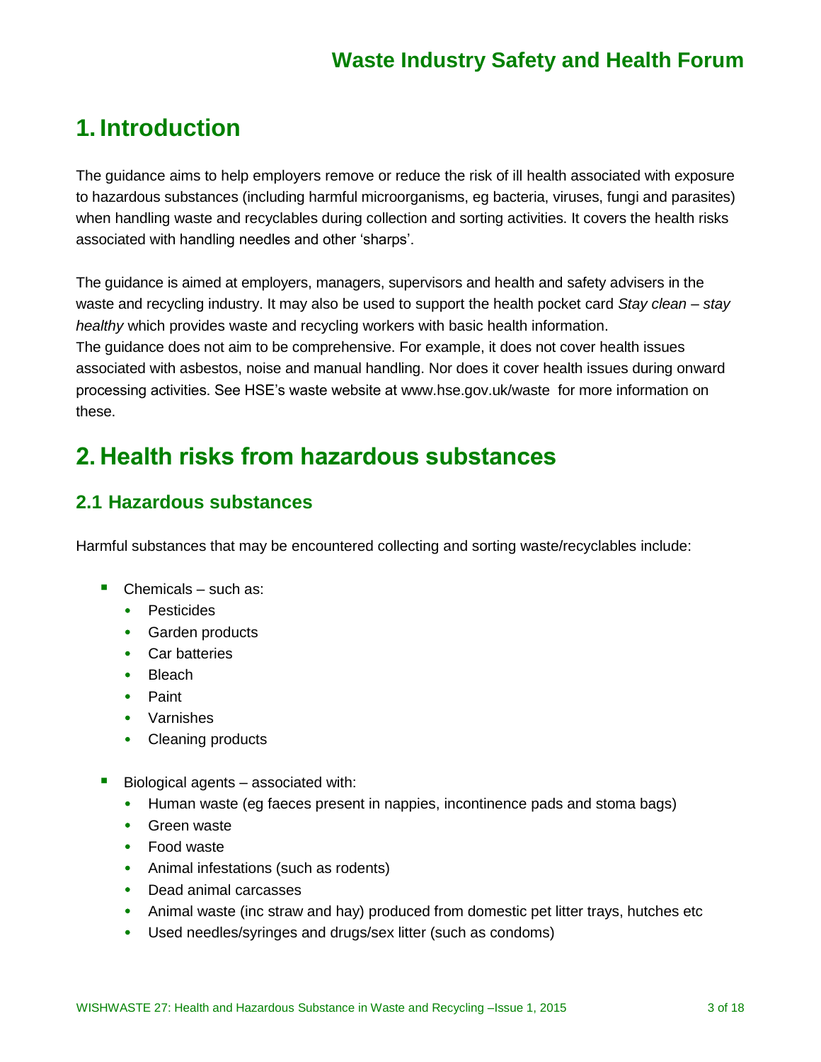# 1. Introduction

The guidance aims to help employers remove or reduce the risk of ill health associated with exposure to hazardous substances (including harmful microorganisms, eg bacteria, viruses, fungi and parasites) when handling waste and recyclables during collection and sorting activities. It covers the health risks associated with handling needles and other 'sharps'.

The guidance is aimed at employers, managers, supervisors and health and safety advisers in the waste and recycling industry. It may also be used to support the health pocket card *Stay clean – stay healthy* which provides waste and recycling workers with basic health information.
The guidance does not aim to be comprehensive. For example, it does not cover health issues associated with asbestos, noise and manual handling. Nor does it cover health issues during onward processing activities. See HSE's waste website at www.hse.gov.uk/waste for more information on these.

# 2. Health risks from hazardous substances

## 2.1 Hazardous substances

Harmful substances that may be encountered collecting and sorting waste/recyclables include:

- Chemicals – such as:
  - Pesticides
  - Garden products
  - Car batteries
  - Bleach
  - Paint
  - Varnishes
  - Cleaning products

- Biological agents – associated with:
  - Human waste (eg faeces present in nappies, incontinence pads and stoma bags)
  - Green waste
  - Food waste
  - Animal infestations (such as rodents)
  - Dead animal carcasses
  - Animal waste (inc straw and hay) produced from domestic pet litter trays, hutches etc
  - Used needles/syringes and drugs/sex litter (such as condoms)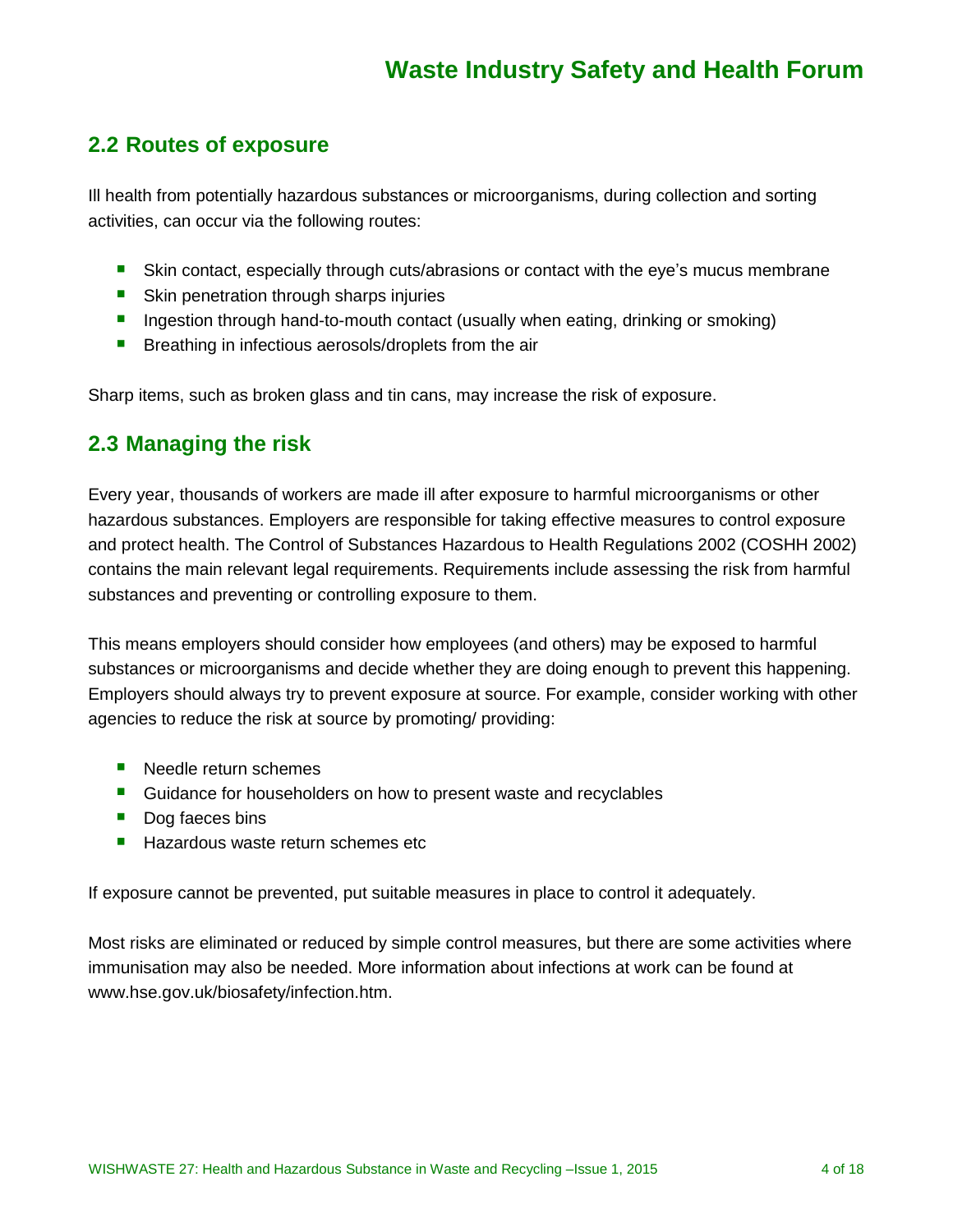## 2.2 Routes of exposure

Ill health from potentially hazardous substances or microorganisms, during collection and sorting activities, can occur via the following routes:

- Skin contact, especially through cuts/abrasions or contact with the eye's mucus membrane
- Skin penetration through sharps injuries
- Ingestion through hand-to-mouth contact (usually when eating, drinking or smoking)
- Breathing in infectious aerosols/droplets from the air

Sharp items, such as broken glass and tin cans, may increase the risk of exposure.

## 2.3 Managing the risk

Every year, thousands of workers are made ill after exposure to harmful microorganisms or other hazardous substances. Employers are responsible for taking effective measures to control exposure and protect health. The Control of Substances Hazardous to Health Regulations 2002 (COSHH 2002) contains the main relevant legal requirements. Requirements include assessing the risk from harmful substances and preventing or controlling exposure to them.

This means employers should consider how employees (and others) may be exposed to harmful substances or microorganisms and decide whether they are doing enough to prevent this happening. Employers should always try to prevent exposure at source. For example, consider working with other agencies to reduce the risk at source by promoting/ providing:

- Needle return schemes
- Guidance for householders on how to present waste and recyclables
- Dog faeces bins
- Hazardous waste return schemes etc

If exposure cannot be prevented, put suitable measures in place to control it adequately.

Most risks are eliminated or reduced by simple control measures, but there are some activities where immunisation may also be needed. More information about infections at work can be found at www.hse.gov.uk/biosafety/infection.htm.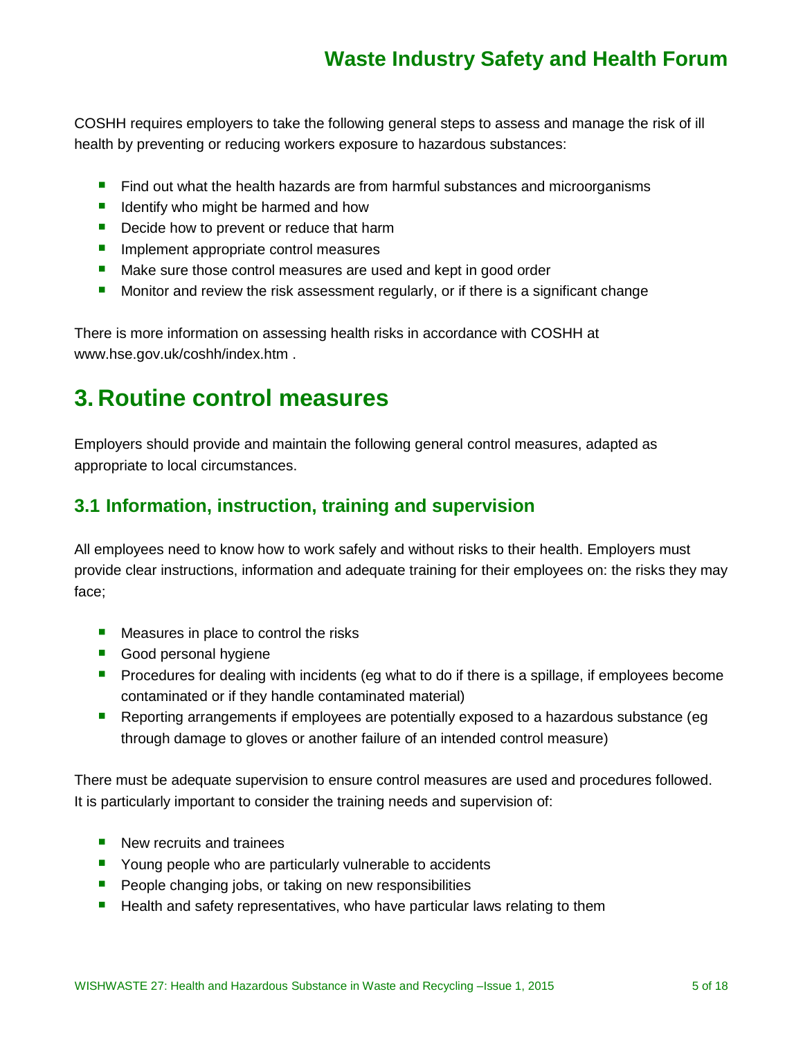COSHH requires employers to take the following general steps to assess and manage the risk of ill health by preventing or reducing workers exposure to hazardous substances:

- Find out what the health hazards are from harmful substances and microorganisms
- Identify who might be harmed and how
- Decide how to prevent or reduce that harm
- Implement appropriate control measures
- Make sure those control measures are used and kept in good order
- Monitor and review the risk assessment regularly, or if there is a significant change

There is more information on assessing health risks in accordance with COSHH at www.hse.gov.uk/coshh/index.htm .

# 3. Routine control measures

Employers should provide and maintain the following general control measures, adapted as appropriate to local circumstances.

## 3.1 Information, instruction, training and supervision

All employees need to know how to work safely and without risks to their health. Employers must provide clear instructions, information and adequate training for their employees on: the risks they may face;

- Measures in place to control the risks
- Good personal hygiene
- Procedures for dealing with incidents (eg what to do if there is a spillage, if employees become contaminated or if they handle contaminated material)
- Reporting arrangements if employees are potentially exposed to a hazardous substance (eg through damage to gloves or another failure of an intended control measure)

There must be adequate supervision to ensure control measures are used and procedures followed. It is particularly important to consider the training needs and supervision of:

- New recruits and trainees
- Young people who are particularly vulnerable to accidents
- People changing jobs, or taking on new responsibilities
- Health and safety representatives, who have particular laws relating to them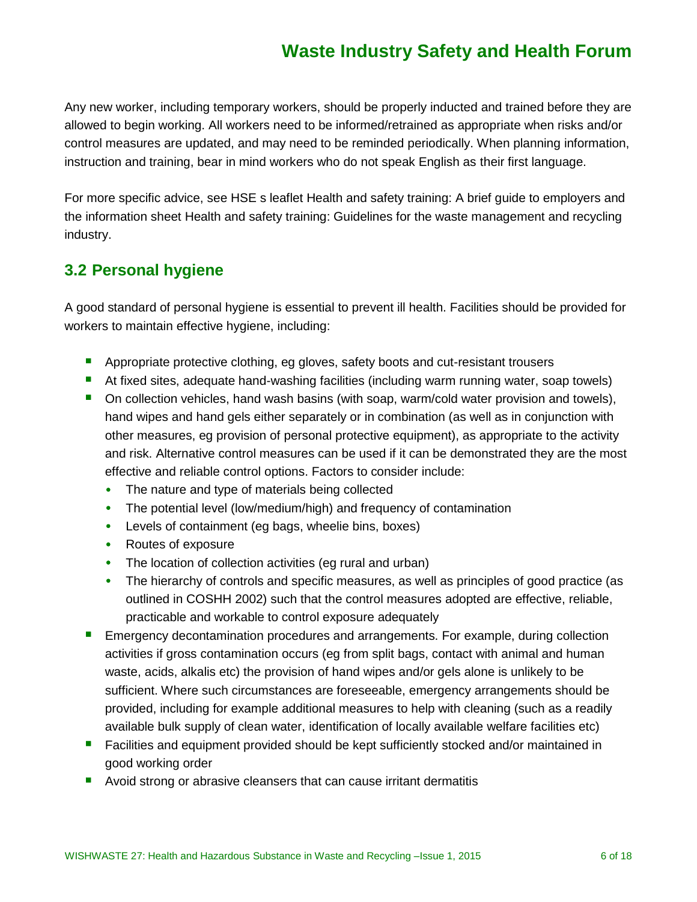Any new worker, including temporary workers, should be properly inducted and trained before they are allowed to begin working. All workers need to be informed/retrained as appropriate when risks and/or control measures are updated, and may need to be reminded periodically. When planning information, instruction and training, bear in mind workers who do not speak English as their first language.

For more specific advice, see HSE s leaflet Health and safety training: A brief guide to employers and the information sheet Health and safety training: Guidelines for the waste management and recycling industry.

## 3.2 Personal hygiene

A good standard of personal hygiene is essential to prevent ill health. Facilities should be provided for workers to maintain effective hygiene, including:

- Appropriate protective clothing, eg gloves, safety boots and cut-resistant trousers
- At fixed sites, adequate hand-washing facilities (including warm running water, soap towels)
- On collection vehicles, hand wash basins (with soap, warm/cold water provision and towels), hand wipes and hand gels either separately or in combination (as well as in conjunction with other measures, eg provision of personal protective equipment), as appropriate to the activity and risk. Alternative control measures can be used if it can be demonstrated they are the most effective and reliable control options. Factors to consider include:
  - The nature and type of materials being collected
  - The potential level (low/medium/high) and frequency of contamination
  - Levels of containment (eg bags, wheelie bins, boxes)
  - Routes of exposure
  - The location of collection activities (eg rural and urban)
  - The hierarchy of controls and specific measures, as well as principles of good practice (as outlined in COSHH 2002) such that the control measures adopted are effective, reliable, practicable and workable to control exposure adequately
- Emergency decontamination procedures and arrangements. For example, during collection activities if gross contamination occurs (eg from split bags, contact with animal and human waste, acids, alkalis etc) the provision of hand wipes and/or gels alone is unlikely to be sufficient. Where such circumstances are foreseeable, emergency arrangements should be provided, including for example additional measures to help with cleaning (such as a readily available bulk supply of clean water, identification of locally available welfare facilities etc)
- Facilities and equipment provided should be kept sufficiently stocked and/or maintained in good working order
- Avoid strong or abrasive cleansers that can cause irritant dermatitis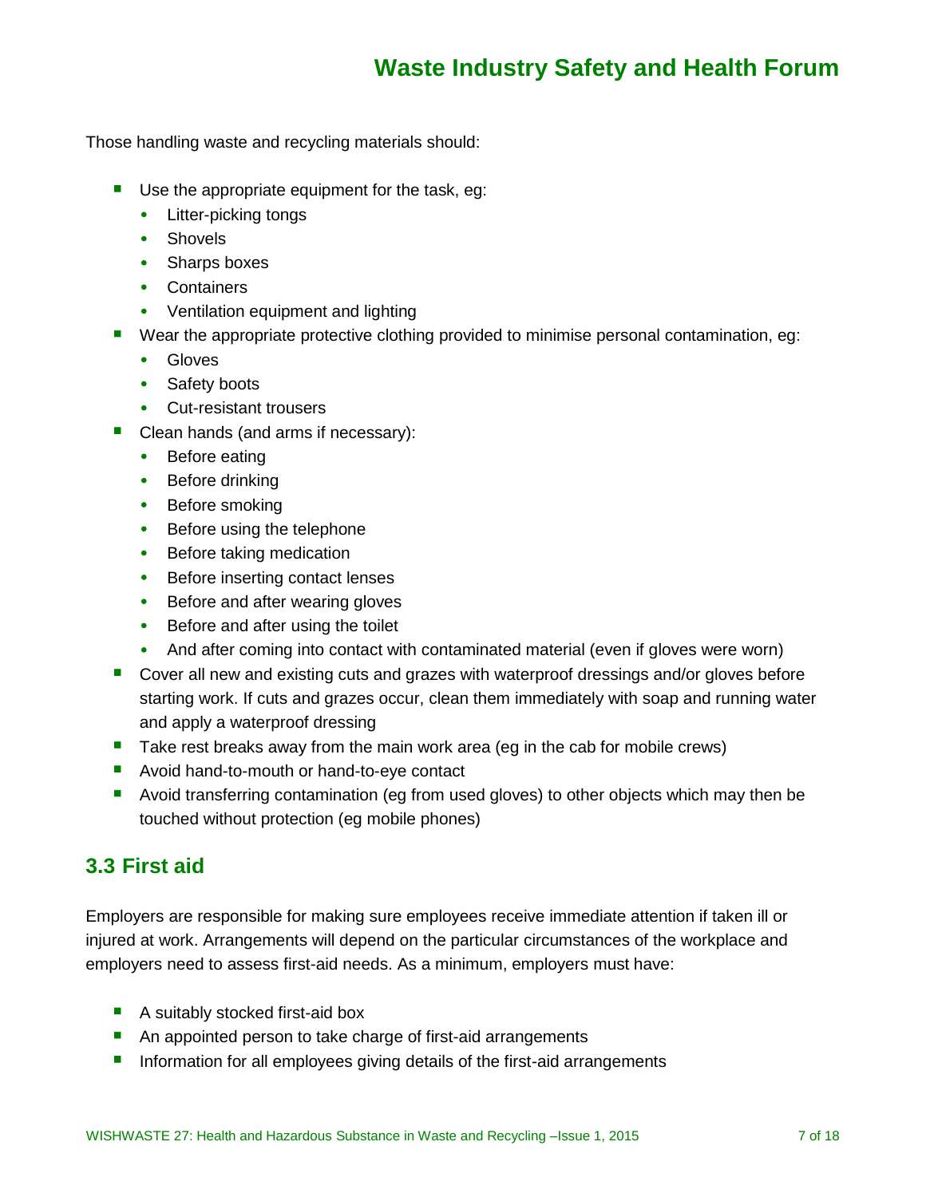Those handling waste and recycling materials should:

- Use the appropriate equipment for the task, eg:
  - Litter-picking tongs
  - Shovels
  - Sharps boxes
  - Containers
  - Ventilation equipment and lighting
- Wear the appropriate protective clothing provided to minimise personal contamination, eg:
  - Gloves
  - Safety boots
  - Cut-resistant trousers
- Clean hands (and arms if necessary):
  - Before eating
  - Before drinking
  - Before smoking
  - Before using the telephone
  - Before taking medication
  - Before inserting contact lenses
  - Before and after wearing gloves
  - Before and after using the toilet
  - And after coming into contact with contaminated material (even if gloves were worn)
- Cover all new and existing cuts and grazes with waterproof dressings and/or gloves before starting work. If cuts and grazes occur, clean them immediately with soap and running water and apply a waterproof dressing
- Take rest breaks away from the main work area (eg in the cab for mobile crews)
- Avoid hand-to-mouth or hand-to-eye contact
- Avoid transferring contamination (eg from used gloves) to other objects which may then be touched without protection (eg mobile phones)

## 3.3 First aid

Employers are responsible for making sure employees receive immediate attention if taken ill or injured at work. Arrangements will depend on the particular circumstances of the workplace and employers need to assess first-aid needs. As a minimum, employers must have:

- A suitably stocked first-aid box
- An appointed person to take charge of first-aid arrangements
- Information for all employees giving details of the first-aid arrangements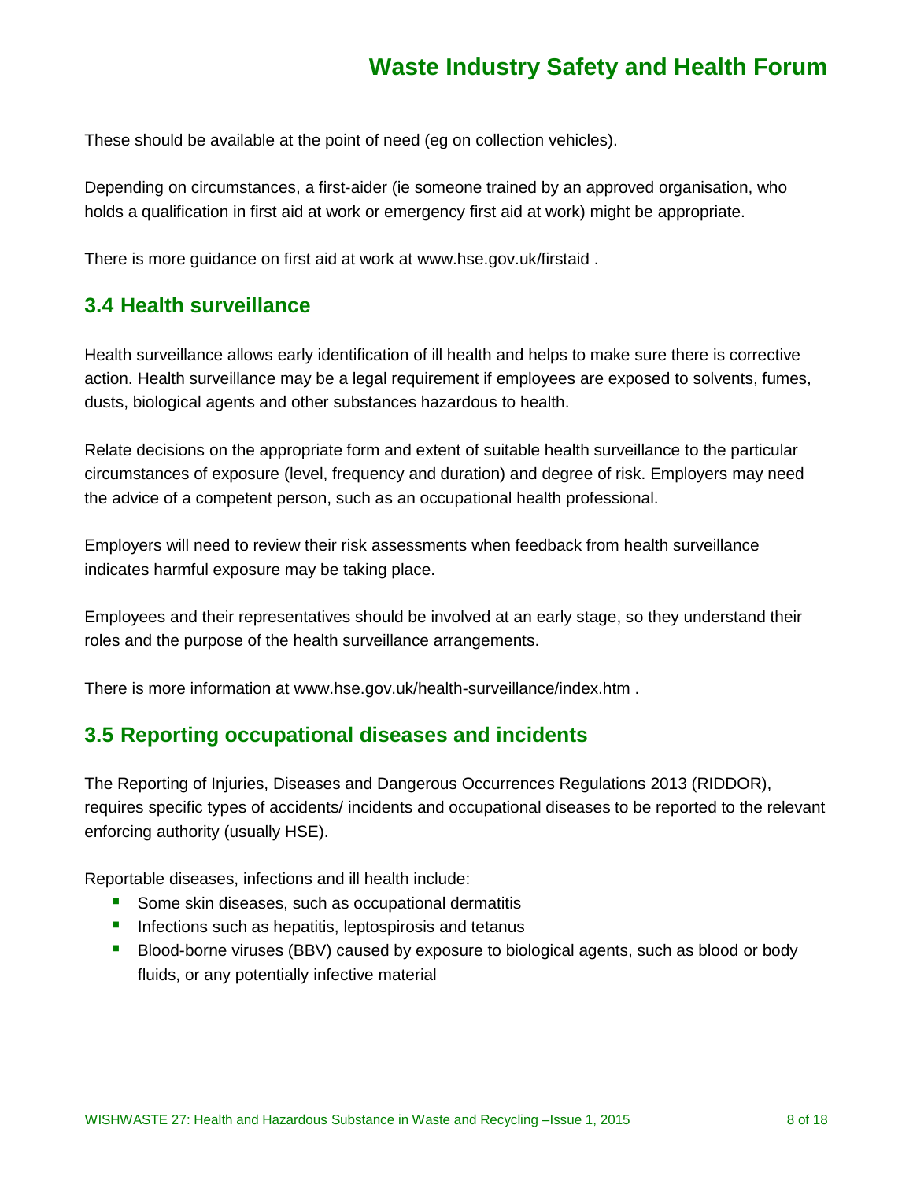These should be available at the point of need (eg on collection vehicles).

Depending on circumstances, a first-aider (ie someone trained by an approved organisation, who holds a qualification in first aid at work or emergency first aid at work) might be appropriate.

There is more guidance on first aid at work at www.hse.gov.uk/firstaid .

## 3.4 Health surveillance

Health surveillance allows early identification of ill health and helps to make sure there is corrective action. Health surveillance may be a legal requirement if employees are exposed to solvents, fumes, dusts, biological agents and other substances hazardous to health.

Relate decisions on the appropriate form and extent of suitable health surveillance to the particular circumstances of exposure (level, frequency and duration) and degree of risk. Employers may need the advice of a competent person, such as an occupational health professional.

Employers will need to review their risk assessments when feedback from health surveillance indicates harmful exposure may be taking place.

Employees and their representatives should be involved at an early stage, so they understand their roles and the purpose of the health surveillance arrangements.

There is more information at www.hse.gov.uk/health-surveillance/index.htm .

## 3.5 Reporting occupational diseases and incidents

The Reporting of Injuries, Diseases and Dangerous Occurrences Regulations 2013 (RIDDOR), requires specific types of accidents/ incidents and occupational diseases to be reported to the relevant enforcing authority (usually HSE).

Reportable diseases, infections and ill health include:

- Some skin diseases, such as occupational dermatitis
- Infections such as hepatitis, leptospirosis and tetanus
- Blood-borne viruses (BBV) caused by exposure to biological agents, such as blood or body fluids, or any potentially infective material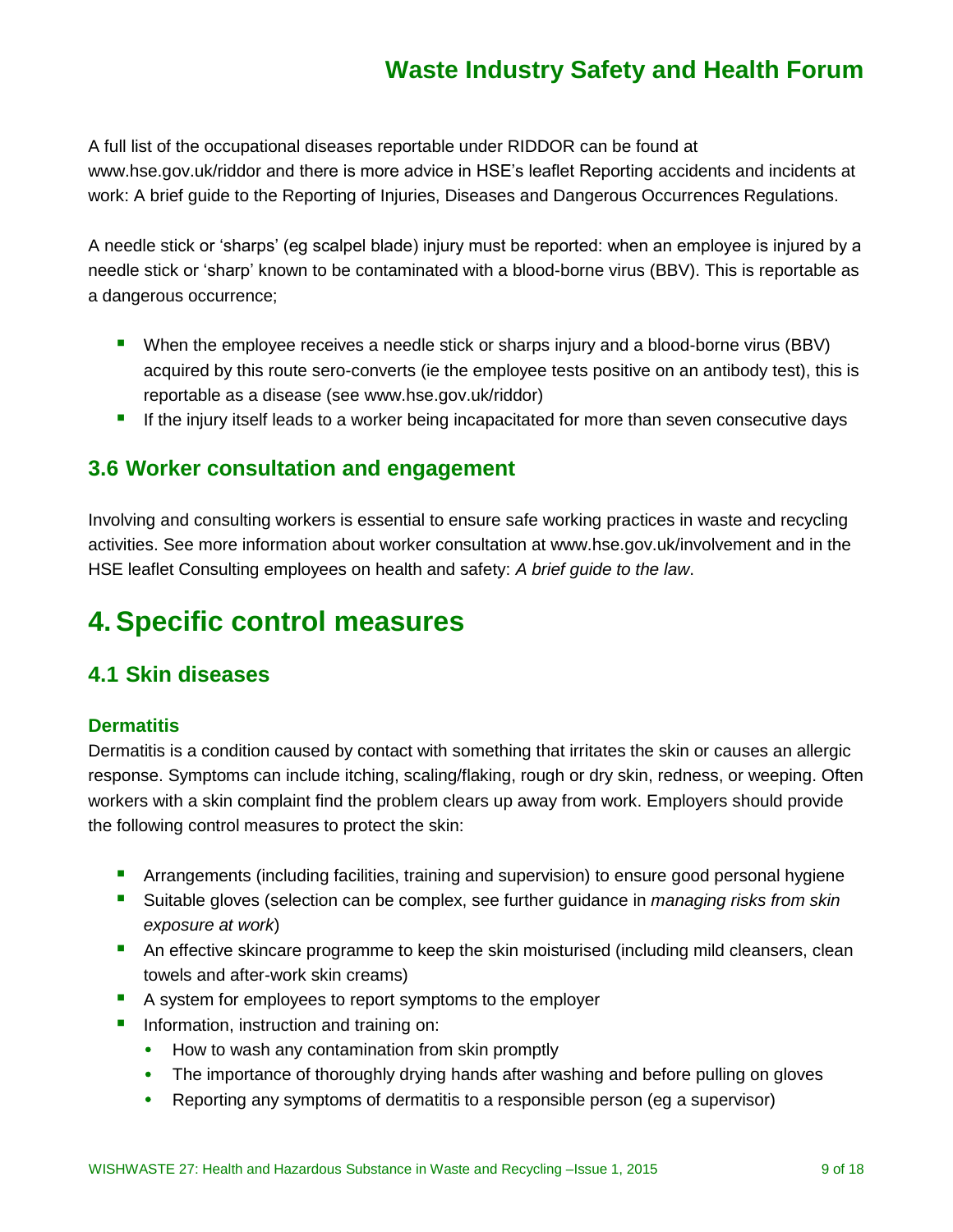A full list of the occupational diseases reportable under RIDDOR can be found at www.hse.gov.uk/riddor and there is more advice in HSE's leaflet Reporting accidents and incidents at work: A brief guide to the Reporting of Injuries, Diseases and Dangerous Occurrences Regulations.

A needle stick or 'sharps' (eg scalpel blade) injury must be reported: when an employee is injured by a needle stick or 'sharp' known to be contaminated with a blood-borne virus (BBV). This is reportable as a dangerous occurrence;

- When the employee receives a needle stick or sharps injury and a blood-borne virus (BBV) acquired by this route sero-converts (ie the employee tests positive on an antibody test), this is reportable as a disease (see www.hse.gov.uk/riddor)
- If the injury itself leads to a worker being incapacitated for more than seven consecutive days

## 3.6 Worker consultation and engagement

Involving and consulting workers is essential to ensure safe working practices in waste and recycling activities. See more information about worker consultation at www.hse.gov.uk/involvement and in the HSE leaflet Consulting employees on health and safety: *A brief guide to the law*.

# 4. Specific control measures

## 4.1 Skin diseases

### Dermatitis

Dermatitis is a condition caused by contact with something that irritates the skin or causes an allergic response. Symptoms can include itching, scaling/flaking, rough or dry skin, redness, or weeping. Often workers with a skin complaint find the problem clears up away from work. Employers should provide the following control measures to protect the skin:

- Arrangements (including facilities, training and supervision) to ensure good personal hygiene
- Suitable gloves (selection can be complex, see further guidance in *managing risks from skin exposure at work*)
- An effective skincare programme to keep the skin moisturised (including mild cleansers, clean towels and after-work skin creams)
- A system for employees to report symptoms to the employer
- Information, instruction and training on:
  - How to wash any contamination from skin promptly
  - The importance of thoroughly drying hands after washing and before pulling on gloves
  - Reporting any symptoms of dermatitis to a responsible person (eg a supervisor)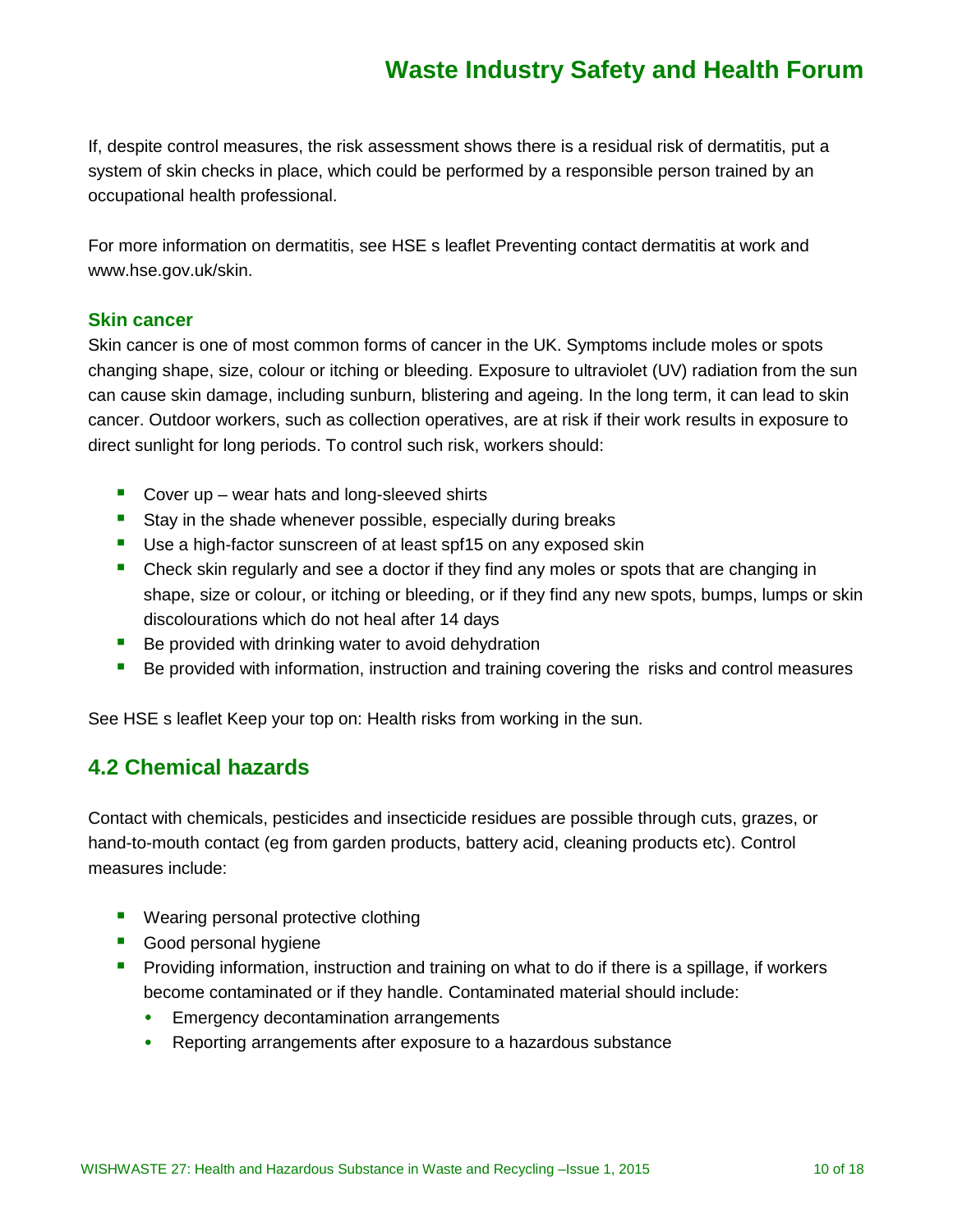If, despite control measures, the risk assessment shows there is a residual risk of dermatitis, put a system of skin checks in place, which could be performed by a responsible person trained by an occupational health professional.

For more information on dermatitis, see HSE s leaflet Preventing contact dermatitis at work and www.hse.gov.uk/skin.

### Skin cancer

Skin cancer is one of most common forms of cancer in the UK. Symptoms include moles or spots changing shape, size, colour or itching or bleeding. Exposure to ultraviolet (UV) radiation from the sun can cause skin damage, including sunburn, blistering and ageing. In the long term, it can lead to skin cancer. Outdoor workers, such as collection operatives, are at risk if their work results in exposure to direct sunlight for long periods. To control such risk, workers should:

- Cover up – wear hats and long-sleeved shirts
- Stay in the shade whenever possible, especially during breaks
- Use a high-factor sunscreen of at least spf15 on any exposed skin
- Check skin regularly and see a doctor if they find any moles or spots that are changing in shape, size or colour, or itching or bleeding, or if they find any new spots, bumps, lumps or skin discolourations which do not heal after 14 days
- Be provided with drinking water to avoid dehydration
- Be provided with information, instruction and training covering the risks and control measures

See HSE s leaflet Keep your top on: Health risks from working in the sun.

## 4.2 Chemical hazards

Contact with chemicals, pesticides and insecticide residues are possible through cuts, grazes, or hand-to-mouth contact (eg from garden products, battery acid, cleaning products etc). Control measures include:

- Wearing personal protective clothing
- Good personal hygiene
- Providing information, instruction and training on what to do if there is a spillage, if workers become contaminated or if they handle. Contaminated material should include:
  - Emergency decontamination arrangements
  - Reporting arrangements after exposure to a hazardous substance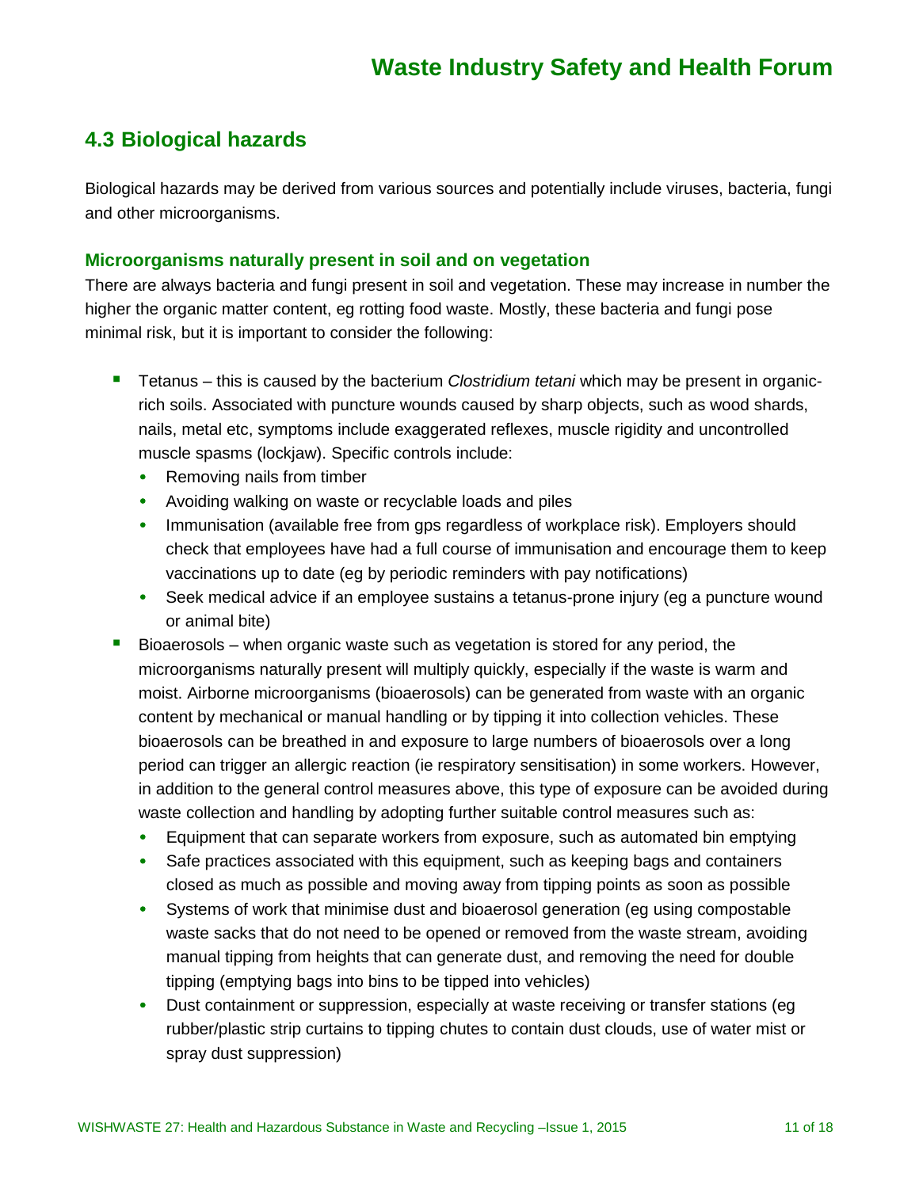## 4.3 Biological hazards

Biological hazards may be derived from various sources and potentially include viruses, bacteria, fungi and other microorganisms.

### Microorganisms naturally present in soil and on vegetation

There are always bacteria and fungi present in soil and vegetation. These may increase in number the higher the organic matter content, eg rotting food waste. Mostly, these bacteria and fungi pose minimal risk, but it is important to consider the following:

- Tetanus – this is caused by the bacterium *Clostridium tetani* which may be present in organic-rich soils. Associated with puncture wounds caused by sharp objects, such as wood shards, nails, metal etc, symptoms include exaggerated reflexes, muscle rigidity and uncontrolled muscle spasms (lockjaw). Specific controls include:
  - Removing nails from timber
  - Avoiding walking on waste or recyclable loads and piles
  - Immunisation (available free from gps regardless of workplace risk). Employers should check that employees have had a full course of immunisation and encourage them to keep vaccinations up to date (eg by periodic reminders with pay notifications)
  - Seek medical advice if an employee sustains a tetanus-prone injury (eg a puncture wound or animal bite)
- Bioaerosols – when organic waste such as vegetation is stored for any period, the microorganisms naturally present will multiply quickly, especially if the waste is warm and moist. Airborne microorganisms (bioaerosols) can be generated from waste with an organic content by mechanical or manual handling or by tipping it into collection vehicles. These bioaerosols can be breathed in and exposure to large numbers of bioaerosols over a long period can trigger an allergic reaction (ie respiratory sensitisation) in some workers. However, in addition to the general control measures above, this type of exposure can be avoided during waste collection and handling by adopting further suitable control measures such as:
  - Equipment that can separate workers from exposure, such as automated bin emptying
  - Safe practices associated with this equipment, such as keeping bags and containers closed as much as possible and moving away from tipping points as soon as possible
  - Systems of work that minimise dust and bioaerosol generation (eg using compostable waste sacks that do not need to be opened or removed from the waste stream, avoiding manual tipping from heights that can generate dust, and removing the need for double tipping (emptying bags into bins to be tipped into vehicles)
  - Dust containment or suppression, especially at waste receiving or transfer stations (eg rubber/plastic strip curtains to tipping chutes to contain dust clouds, use of water mist or spray dust suppression)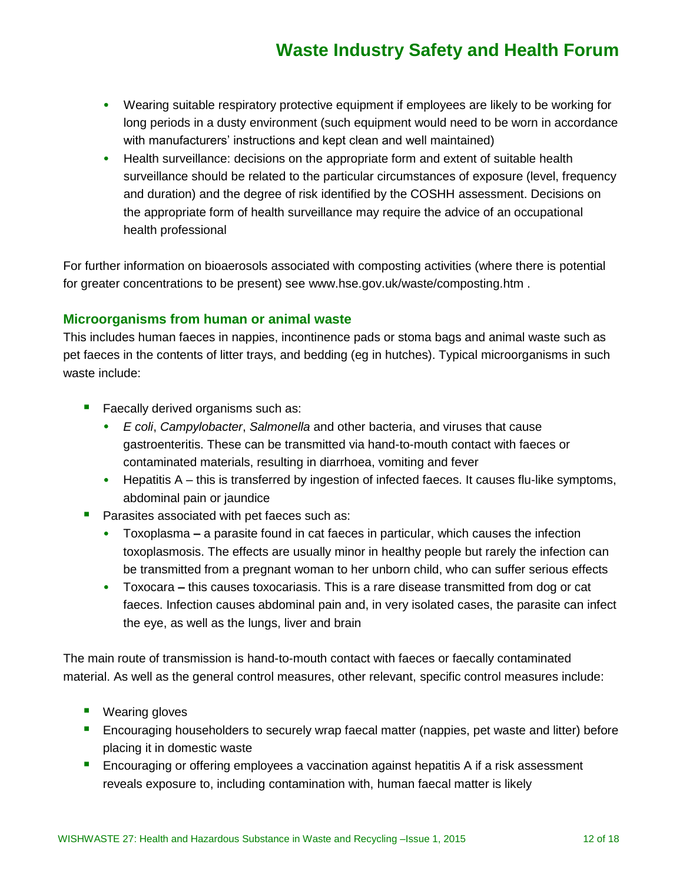- Wearing suitable respiratory protective equipment if employees are likely to be working for long periods in a dusty environment (such equipment would need to be worn in accordance with manufacturers' instructions and kept clean and well maintained)
- Health surveillance: decisions on the appropriate form and extent of suitable health surveillance should be related to the particular circumstances of exposure (level, frequency and duration) and the degree of risk identified by the COSHH assessment. Decisions on the appropriate form of health surveillance may require the advice of an occupational health professional

For further information on bioaerosols associated with composting activities (where there is potential for greater concentrations to be present) see www.hse.gov.uk/waste/composting.htm .

### Microorganisms from human or animal waste

This includes human faeces in nappies, incontinence pads or stoma bags and animal waste such as pet faeces in the contents of litter trays, and bedding (eg in hutches). Typical microorganisms in such waste include:

- Faecally derived organisms such as:
  - *E coli*, *Campylobacter*, *Salmonella* and other bacteria, and viruses that cause gastroenteritis. These can be transmitted via hand-to-mouth contact with faeces or contaminated materials, resulting in diarrhoea, vomiting and fever
  - Hepatitis A – this is transferred by ingestion of infected faeces. It causes flu-like symptoms, abdominal pain or jaundice
- Parasites associated with pet faeces such as:
  - Toxoplasma **–** a parasite found in cat faeces in particular, which causes the infection toxoplasmosis. The effects are usually minor in healthy people but rarely the infection can be transmitted from a pregnant woman to her unborn child, who can suffer serious effects
  - Toxocara **–** this causes toxocariasis. This is a rare disease transmitted from dog or cat faeces. Infection causes abdominal pain and, in very isolated cases, the parasite can infect the eye, as well as the lungs, liver and brain

The main route of transmission is hand-to-mouth contact with faeces or faecally contaminated material. As well as the general control measures, other relevant, specific control measures include:

- Wearing gloves
- Encouraging householders to securely wrap faecal matter (nappies, pet waste and litter) before placing it in domestic waste
- Encouraging or offering employees a vaccination against hepatitis A if a risk assessment reveals exposure to, including contamination with, human faecal matter is likely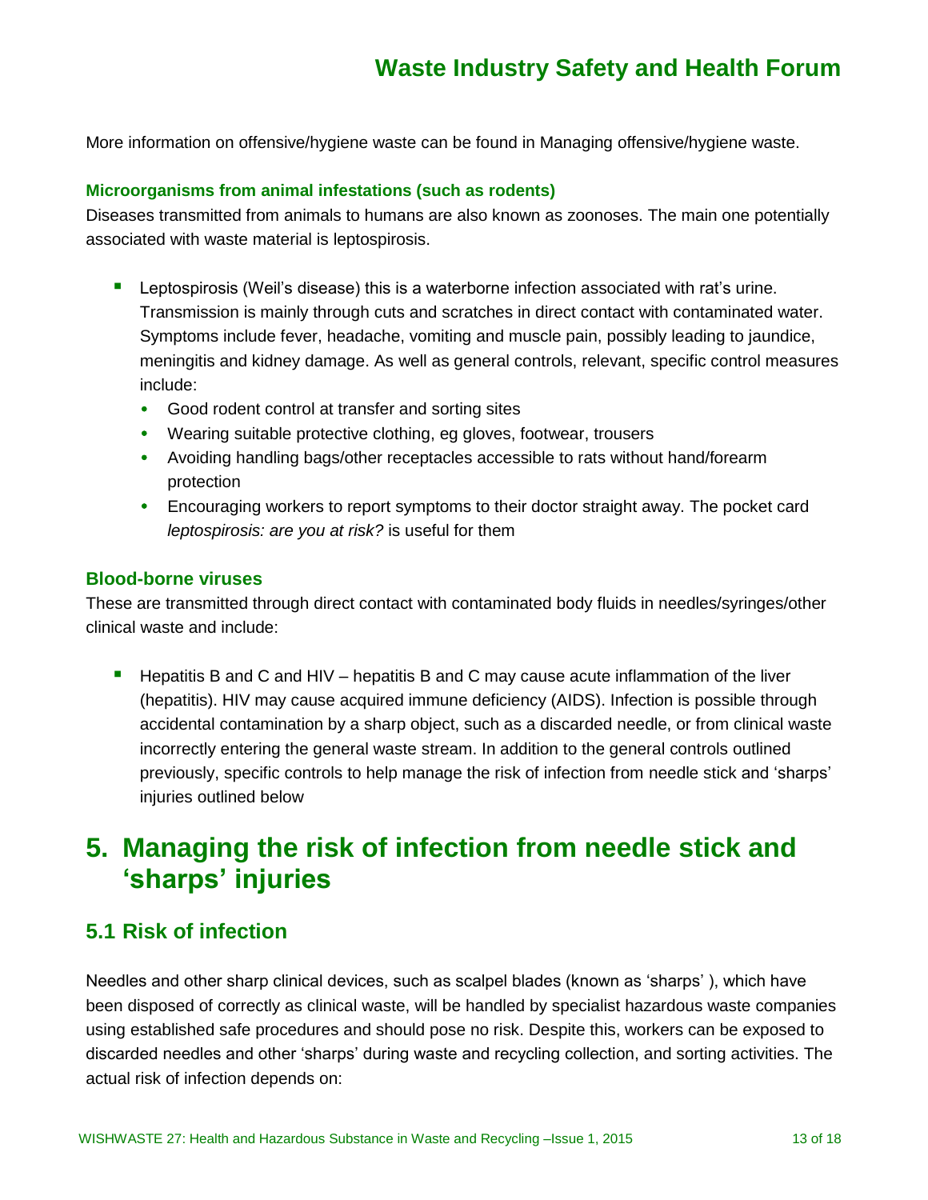More information on offensive/hygiene waste can be found in Managing offensive/hygiene waste.

### Microorganisms from animal infestations (such as rodents)

Diseases transmitted from animals to humans are also known as zoonoses. The main one potentially associated with waste material is leptospirosis.

- Leptospirosis (Weil's disease) this is a waterborne infection associated with rat's urine. Transmission is mainly through cuts and scratches in direct contact with contaminated water. Symptoms include fever, headache, vomiting and muscle pain, possibly leading to jaundice, meningitis and kidney damage. As well as general controls, relevant, specific control measures include:
  - Good rodent control at transfer and sorting sites
  - Wearing suitable protective clothing, eg gloves, footwear, trousers
  - Avoiding handling bags/other receptacles accessible to rats without hand/forearm protection
  - Encouraging workers to report symptoms to their doctor straight away. The pocket card *leptospirosis: are you at risk?* is useful for them

### Blood-borne viruses

These are transmitted through direct contact with contaminated body fluids in needles/syringes/other clinical waste and include:

- Hepatitis B and C and HIV – hepatitis B and C may cause acute inflammation of the liver (hepatitis). HIV may cause acquired immune deficiency (AIDS). Infection is possible through accidental contamination by a sharp object, such as a discarded needle, or from clinical waste incorrectly entering the general waste stream. In addition to the general controls outlined previously, specific controls to help manage the risk of infection from needle stick and 'sharps' injuries outlined below

# 5. Managing the risk of infection from needle stick and 'sharps' injuries

## 5.1 Risk of infection

Needles and other sharp clinical devices, such as scalpel blades (known as 'sharps' ), which have been disposed of correctly as clinical waste, will be handled by specialist hazardous waste companies using established safe procedures and should pose no risk. Despite this, workers can be exposed to discarded needles and other 'sharps' during waste and recycling collection, and sorting activities. The actual risk of infection depends on: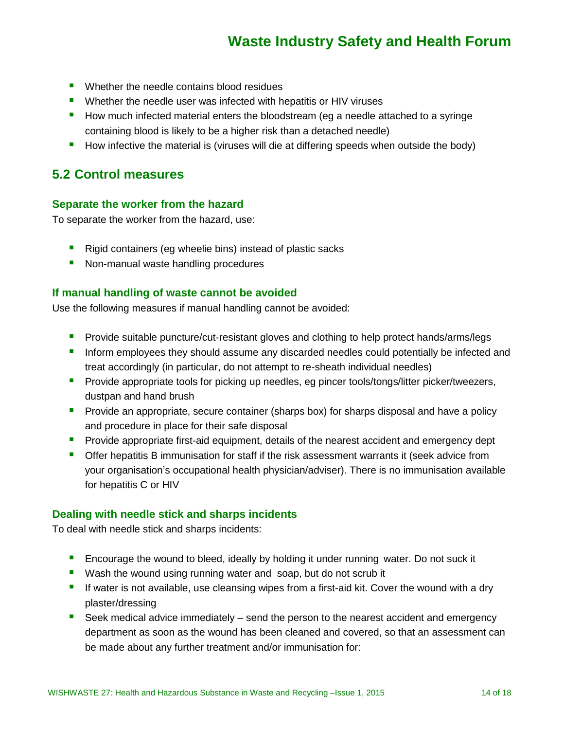- Whether the needle contains blood residues
- Whether the needle user was infected with hepatitis or HIV viruses
- How much infected material enters the bloodstream (eg a needle attached to a syringe containing blood is likely to be a higher risk than a detached needle)
- How infective the material is (viruses will die at differing speeds when outside the body)

## 5.2 Control measures

### Separate the worker from the hazard

To separate the worker from the hazard, use:

- Rigid containers (eg wheelie bins) instead of plastic sacks
- Non-manual waste handling procedures

### If manual handling of waste cannot be avoided

Use the following measures if manual handling cannot be avoided:

- Provide suitable puncture/cut-resistant gloves and clothing to help protect hands/arms/legs
- Inform employees they should assume any discarded needles could potentially be infected and treat accordingly (in particular, do not attempt to re-sheath individual needles)
- Provide appropriate tools for picking up needles, eg pincer tools/tongs/litter picker/tweezers, dustpan and hand brush
- Provide an appropriate, secure container (sharps box) for sharps disposal and have a policy and procedure in place for their safe disposal
- Provide appropriate first-aid equipment, details of the nearest accident and emergency dept
- Offer hepatitis B immunisation for staff if the risk assessment warrants it (seek advice from your organisation's occupational health physician/adviser). There is no immunisation available for hepatitis C or HIV

### Dealing with needle stick and sharps incidents

To deal with needle stick and sharps incidents:

- Encourage the wound to bleed, ideally by holding it under running water. Do not suck it
- Wash the wound using running water and soap, but do not scrub it
- If water is not available, use cleansing wipes from a first-aid kit. Cover the wound with a dry plaster/dressing
- Seek medical advice immediately – send the person to the nearest accident and emergency department as soon as the wound has been cleaned and covered, so that an assessment can be made about any further treatment and/or immunisation for: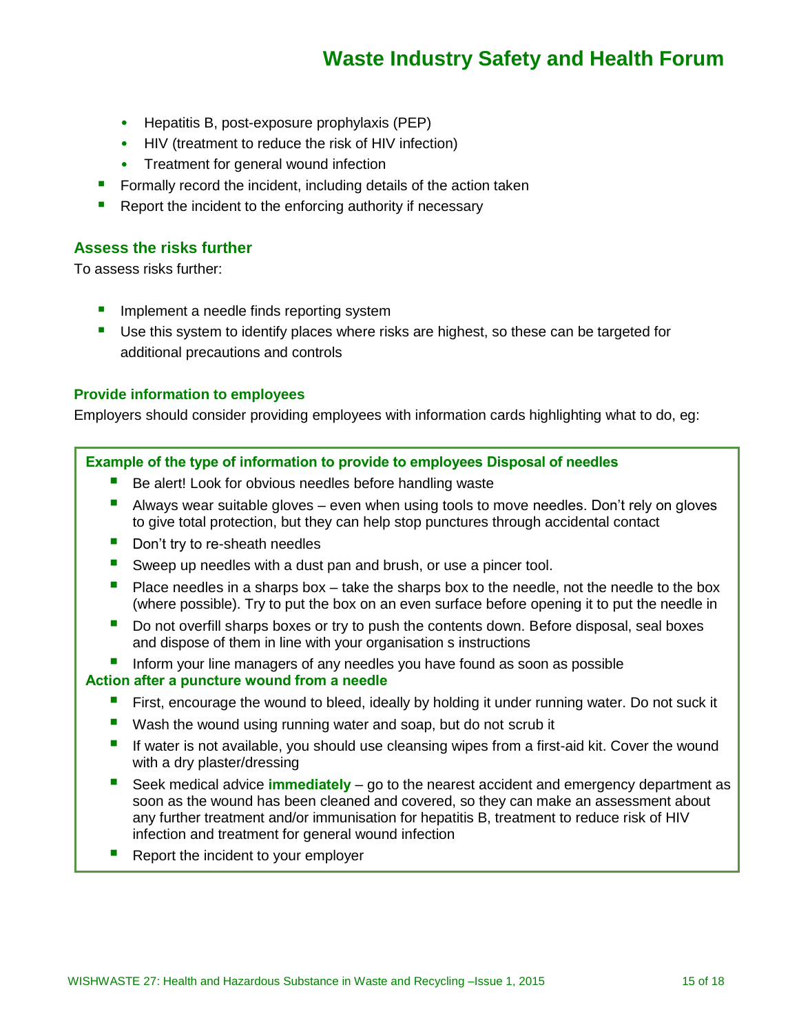- Hepatitis B, post-exposure prophylaxis (PEP)
  - HIV (treatment to reduce the risk of HIV infection)
  - Treatment for general wound infection
- Formally record the incident, including details of the action taken
- Report the incident to the enforcing authority if necessary

### Assess the risks further

To assess risks further:

- Implement a needle finds reporting system
- Use this system to identify places where risks are highest, so these can be targeted for additional precautions and controls

#### Provide information to employees

Employers should consider providing employees with information cards highlighting what to do, eg:

**Example of the type of information to provide to employees Disposal of needles**

- Be alert! Look for obvious needles before handling waste
- Always wear suitable gloves – even when using tools to move needles. Don't rely on gloves to give total protection, but they can help stop punctures through accidental contact
- Don't try to re-sheath needles
- Sweep up needles with a dust pan and brush, or use a pincer tool.
- Place needles in a sharps box – take the sharps box to the needle, not the needle to the box (where possible). Try to put the box on an even surface before opening it to put the needle in
- Do not overfill sharps boxes or try to push the contents down. Before disposal, seal boxes and dispose of them in line with your organisation s instructions
- Inform your line managers of any needles you have found as soon as possible

**Action after a puncture wound from a needle**

- First, encourage the wound to bleed, ideally by holding it under running water. Do not suck it
- Wash the wound using running water and soap, but do not scrub it
- If water is not available, you should use cleansing wipes from a first-aid kit. Cover the wound with a dry plaster/dressing
- Seek medical advice **immediately** – go to the nearest accident and emergency department as soon as the wound has been cleaned and covered, so they can make an assessment about any further treatment and/or immunisation for hepatitis B, treatment to reduce risk of HIV infection and treatment for general wound infection
- Report the incident to your employer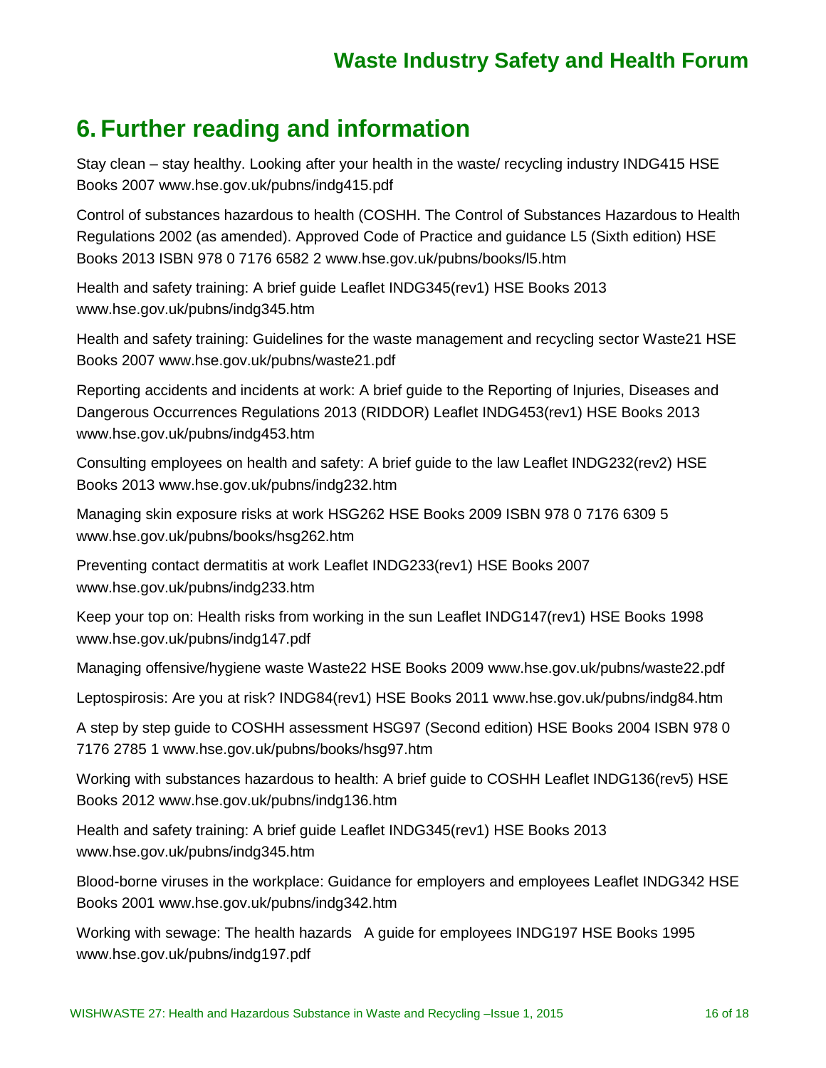# 6. Further reading and information

Stay clean – stay healthy. Looking after your health in the waste/ recycling industry INDG415 HSE Books 2007 www.hse.gov.uk/pubns/indg415.pdf

Control of substances hazardous to health (COSHH. The Control of Substances Hazardous to Health Regulations 2002 (as amended). Approved Code of Practice and guidance L5 (Sixth edition) HSE Books 2013 ISBN 978 0 7176 6582 2 www.hse.gov.uk/pubns/books/l5.htm

Health and safety training: A brief guide Leaflet INDG345(rev1) HSE Books 2013 www.hse.gov.uk/pubns/indg345.htm

Health and safety training: Guidelines for the waste management and recycling sector Waste21 HSE Books 2007 www.hse.gov.uk/pubns/waste21.pdf

Reporting accidents and incidents at work: A brief guide to the Reporting of Injuries, Diseases and Dangerous Occurrences Regulations 2013 (RIDDOR) Leaflet INDG453(rev1) HSE Books 2013 www.hse.gov.uk/pubns/indg453.htm

Consulting employees on health and safety: A brief guide to the law Leaflet INDG232(rev2) HSE Books 2013 www.hse.gov.uk/pubns/indg232.htm

Managing skin exposure risks at work HSG262 HSE Books 2009 ISBN 978 0 7176 6309 5 www.hse.gov.uk/pubns/books/hsg262.htm

Preventing contact dermatitis at work Leaflet INDG233(rev1) HSE Books 2007 www.hse.gov.uk/pubns/indg233.htm

Keep your top on: Health risks from working in the sun Leaflet INDG147(rev1) HSE Books 1998 www.hse.gov.uk/pubns/indg147.pdf

Managing offensive/hygiene waste Waste22 HSE Books 2009 www.hse.gov.uk/pubns/waste22.pdf

Leptospirosis: Are you at risk? INDG84(rev1) HSE Books 2011 www.hse.gov.uk/pubns/indg84.htm

A step by step guide to COSHH assessment HSG97 (Second edition) HSE Books 2004 ISBN 978 0 7176 2785 1 www.hse.gov.uk/pubns/books/hsg97.htm

Working with substances hazardous to health: A brief guide to COSHH Leaflet INDG136(rev5) HSE Books 2012 www.hse.gov.uk/pubns/indg136.htm

Health and safety training: A brief guide Leaflet INDG345(rev1) HSE Books 2013 www.hse.gov.uk/pubns/indg345.htm

Blood-borne viruses in the workplace: Guidance for employers and employees Leaflet INDG342 HSE Books 2001 www.hse.gov.uk/pubns/indg342.htm

Working with sewage: The health hazards A guide for employees INDG197 HSE Books 1995 www.hse.gov.uk/pubns/indg197.pdf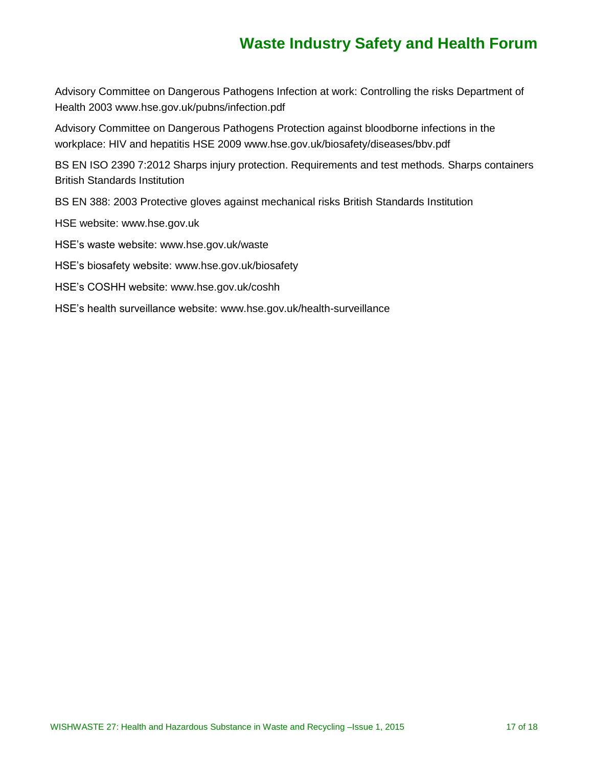Advisory Committee on Dangerous Pathogens Infection at work: Controlling the risks Department of Health 2003 www.hse.gov.uk/pubns/infection.pdf

Advisory Committee on Dangerous Pathogens Protection against bloodborne infections in the workplace: HIV and hepatitis HSE 2009 www.hse.gov.uk/biosafety/diseases/bbv.pdf

BS EN ISO 2390 7:2012 Sharps injury protection. Requirements and test methods. Sharps containers British Standards Institution

BS EN 388: 2003 Protective gloves against mechanical risks British Standards Institution

HSE website: www.hse.gov.uk

HSE's waste website: www.hse.gov.uk/waste

HSE's biosafety website: www.hse.gov.uk/biosafety

HSE's COSHH website: www.hse.gov.uk/coshh

HSE's health surveillance website: www.hse.gov.uk/health-surveillance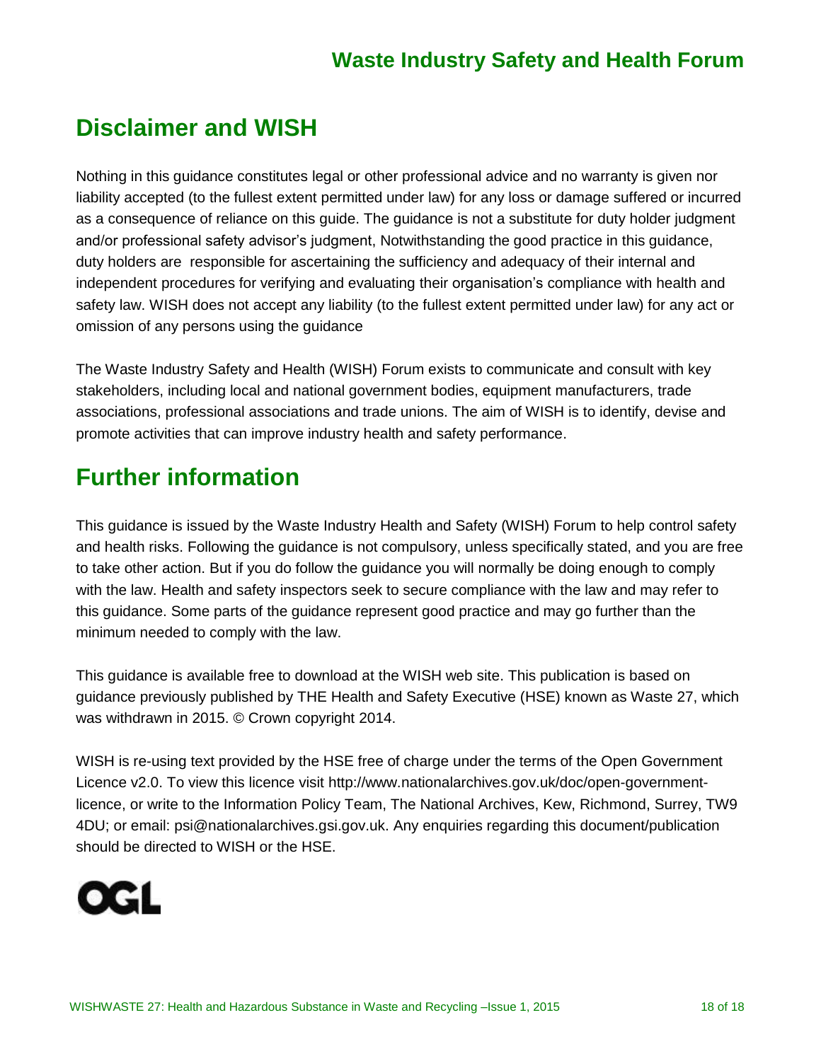## Disclaimer and WISH

Nothing in this guidance constitutes legal or other professional advice and no warranty is given nor liability accepted (to the fullest extent permitted under law) for any loss or damage suffered or incurred as a consequence of reliance on this guide. The guidance is not a substitute for duty holder judgment and/or professional safety advisor's judgment, Notwithstanding the good practice in this guidance, duty holders are responsible for ascertaining the sufficiency and adequacy of their internal and independent procedures for verifying and evaluating their organisation's compliance with health and safety law. WISH does not accept any liability (to the fullest extent permitted under law) for any act or omission of any persons using the guidance

The Waste Industry Safety and Health (WISH) Forum exists to communicate and consult with key stakeholders, including local and national government bodies, equipment manufacturers, trade associations, professional associations and trade unions. The aim of WISH is to identify, devise and promote activities that can improve industry health and safety performance.

## Further information

This guidance is issued by the Waste Industry Health and Safety (WISH) Forum to help control safety and health risks. Following the guidance is not compulsory, unless specifically stated, and you are free to take other action. But if you do follow the guidance you will normally be doing enough to comply with the law. Health and safety inspectors seek to secure compliance with the law and may refer to this guidance. Some parts of the guidance represent good practice and may go further than the minimum needed to comply with the law.

This guidance is available free to download at the WISH web site. This publication is based on guidance previously published by THE Health and Safety Executive (HSE) known as Waste 27, which was withdrawn in 2015. © Crown copyright 2014.

WISH is re-using text provided by the HSE free of charge under the terms of the Open Government Licence v2.0. To view this licence visit http://www.nationalarchives.gov.uk/doc/open-government-licence, or write to the Information Policy Team, The National Archives, Kew, Richmond, Surrey, TW9 4DU; or email: psi@nationalarchives.gsi.gov.uk. Any enquiries regarding this document/publication should be directed to WISH or the HSE.

OGL